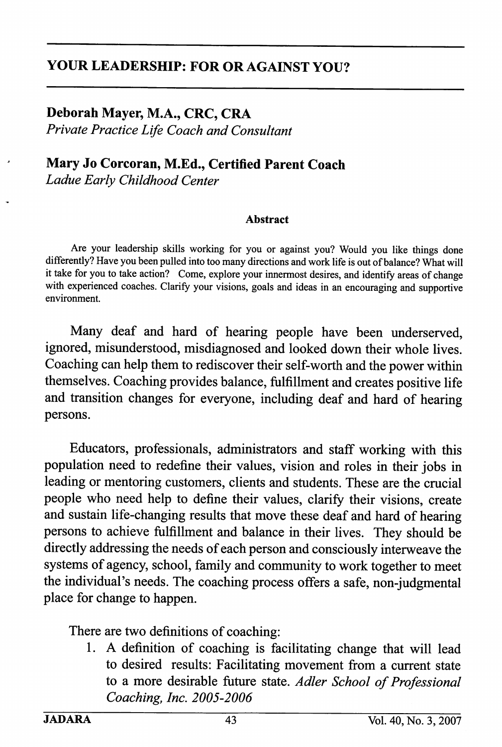# YOUR LEADERSHIP: FOR OR AGAINST YOU?

**Deborah Mayer, M.A., CRC, CRA**
*Private Practice Life Coach and Consultant*

**Mary Jo Corcoran, M.Ed., Certified Parent Coach**
*Ladue Early Childhood Center*

**Abstract**

Are your leadership skills working for you or against you? Would you like things done differently? Have you been pulled into too many directions and work life is out of balance? What will it take for you to take action? Come, explore your innermost desires, and identify areas of change with experienced coaches. Clarify your visions, goals and ideas in an encouraging and supportive environment.

Many deaf and hard of hearing people have been underserved, ignored, misunderstood, misdiagnosed and looked down their whole lives. Coaching can help them to rediscover their self-worth and the power within themselves. Coaching provides balance, fulfillment and creates positive life and transition changes for everyone, including deaf and hard of hearing persons.

Educators, professionals, administrators and staff working with this population need to redefine their values, vision and roles in their jobs in leading or mentoring customers, clients and students. These are the crucial people who need help to define their values, clarify their visions, create and sustain life-changing results that move these deaf and hard of hearing persons to achieve fulfillment and balance in their lives. They should be directly addressing the needs of each person and consciously interweave the systems of agency, school, family and community to work together to meet the individual's needs. The coaching process offers a safe, non-judgmental place for change to happen.

There are two definitions of coaching:

1. A definition of coaching is facilitating change that will lead to desired results: Facilitating movement from a current state to a more desirable future state. *Adler School of Professional Coaching, Inc. 2005-2006*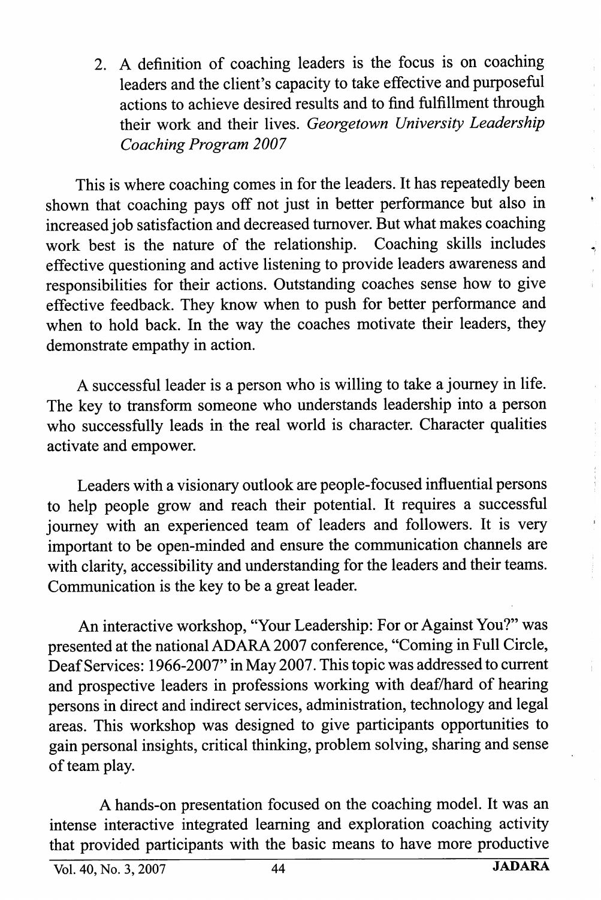2. A definition of coaching leaders is the focus is on coaching leaders and the client's capacity to take effective and purposeful actions to achieve desired results and to find fulfillment through their work and their lives. *Georgetown University Leadership Coaching Program 2007*

This is where coaching comes in for the leaders. It has repeatedly been shown that coaching pays off not just in better performance but also in increased job satisfaction and decreased turnover. But what makes coaching work best is the nature of the relationship. Coaching skills includes effective questioning and active listening to provide leaders awareness and responsibilities for their actions. Outstanding coaches sense how to give effective feedback. They know when to push for better performance and when to hold back. In the way the coaches motivate their leaders, they demonstrate empathy in action.

A successful leader is a person who is willing to take a journey in life. The key to transform someone who understands leadership into a person who successfully leads in the real world is character. Character qualities activate and empower.

Leaders with a visionary outlook are people-focused influential persons to help people grow and reach their potential. It requires a successful journey with an experienced team of leaders and followers. It is very important to be open-minded and ensure the communication channels are with clarity, accessibility and understanding for the leaders and their teams. Communication is the key to be a great leader.

An interactive workshop, "Your Leadership: For or Against You?" was presented at the national ADARA 2007 conference, "Coming in Full Circle, Deaf Services: 1966-2007" in May 2007. This topic was addressed to current and prospective leaders in professions working with deaf/hard of hearing persons in direct and indirect services, administration, technology and legal areas. This workshop was designed to give participants opportunities to gain personal insights, critical thinking, problem solving, sharing and sense of team play.

A hands-on presentation focused on the coaching model. It was an intense interactive integrated learning and exploration coaching activity that provided participants with the basic means to have more productive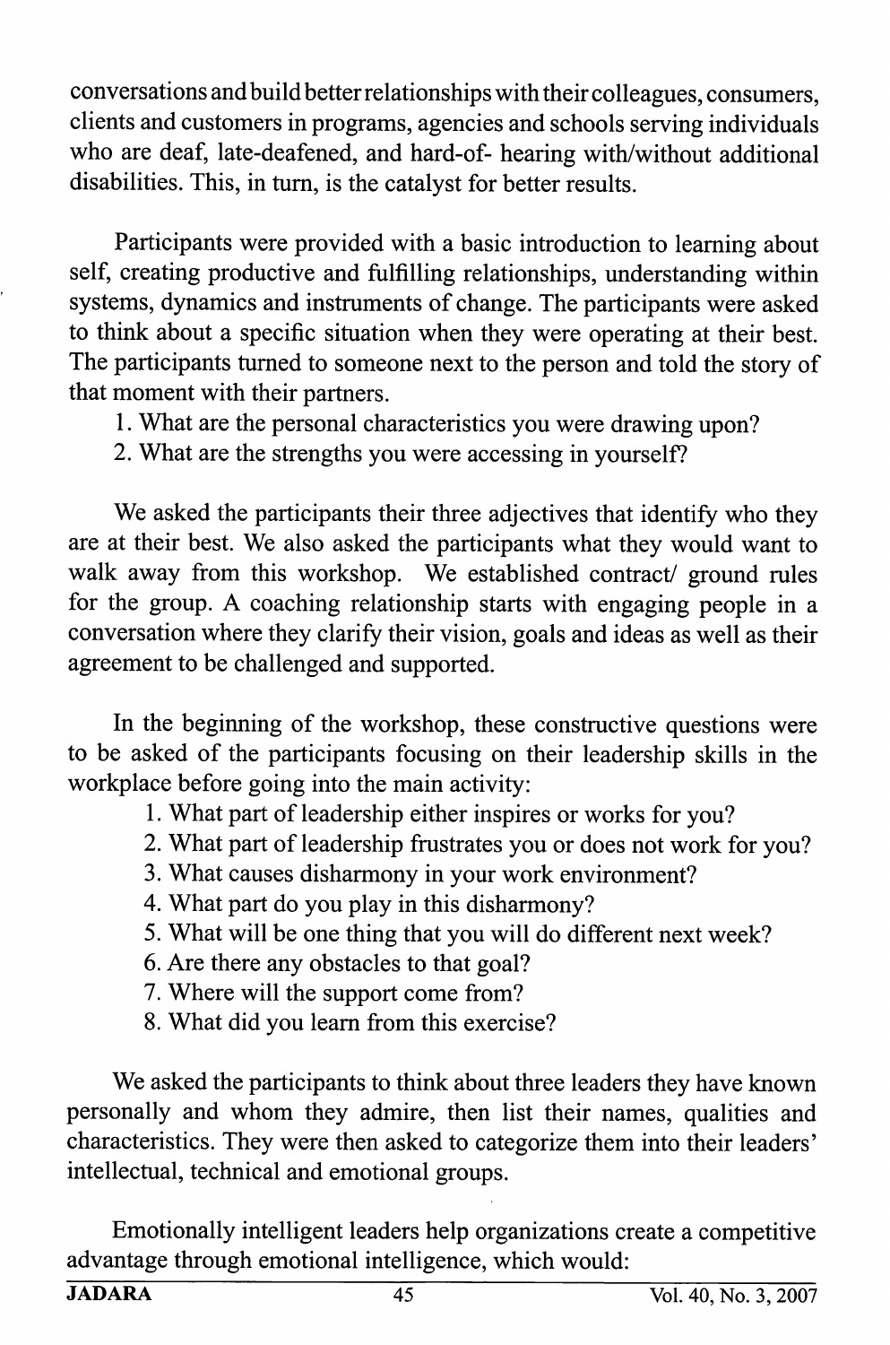conversations and build better relationships with their colleagues, consumers, clients and customers in programs, agencies and schools serving individuals who are deaf, late-deafened, and hard-of- hearing with/without additional disabilities. This, in turn, is the catalyst for better results.

Participants were provided with a basic introduction to learning about self, creating productive and fulfilling relationships, understanding within systems, dynamics and instruments of change. The participants were asked to think about a specific situation when they were operating at their best. The participants turned to someone next to the person and told the story of that moment with their partners.

1. What are the personal characteristics you were drawing upon?
2. What are the strengths you were accessing in yourself?

We asked the participants their three adjectives that identify who they are at their best. We also asked the participants what they would want to walk away from this workshop. We established contract/ ground rules for the group. A coaching relationship starts with engaging people in a conversation where they clarify their vision, goals and ideas as well as their agreement to be challenged and supported.

In the beginning of the workshop, these constructive questions were to be asked of the participants focusing on their leadership skills in the workplace before going into the main activity:

1. What part of leadership either inspires or works for you?
2. What part of leadership frustrates you or does not work for you?
3. What causes disharmony in your work environment?
4. What part do you play in this disharmony?
5. What will be one thing that you will do different next week?
6. Are there any obstacles to that goal?
7. Where will the support come from?
8. What did you learn from this exercise?

We asked the participants to think about three leaders they have known personally and whom they admire, then list their names, qualities and characteristics. They were then asked to categorize them into their leaders' intellectual, technical and emotional groups.

Emotionally intelligent leaders help organizations create a competitive advantage through emotional intelligence, which would: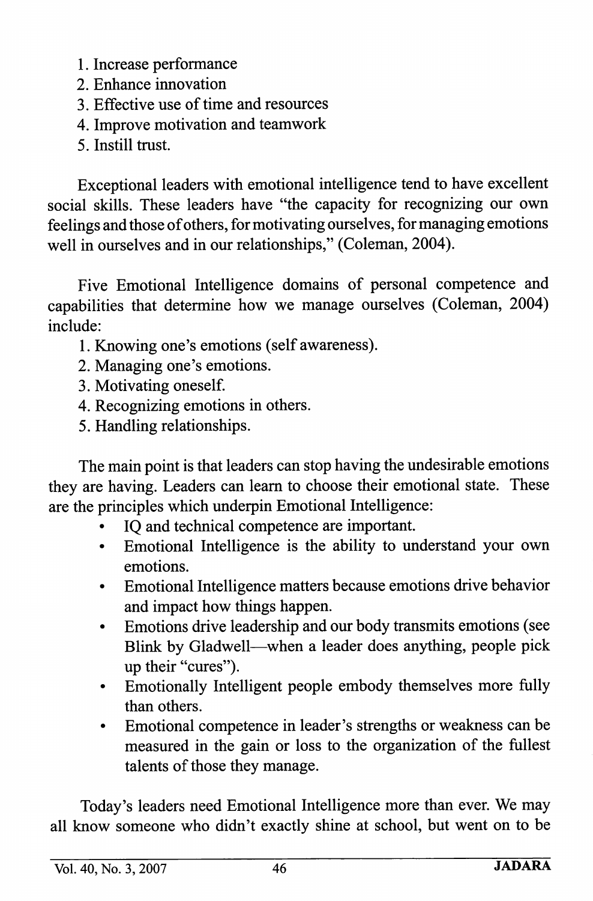1. Increase performance
2. Enhance innovation
3. Effective use of time and resources
4. Improve motivation and teamwork
5. Instill trust.

Exceptional leaders with emotional intelligence tend to have excellent social skills. These leaders have "the capacity for recognizing our own feelings and those of others, for motivating ourselves, for managing emotions well in ourselves and in our relationships," (Coleman, 2004).

Five Emotional Intelligence domains of personal competence and capabilities that determine how we manage ourselves (Coleman, 2004) include:

1. Knowing one's emotions (self awareness).
2. Managing one's emotions.
3. Motivating oneself.
4. Recognizing emotions in others.
5. Handling relationships.

The main point is that leaders can stop having the undesirable emotions they are having. Leaders can learn to choose their emotional state. These are the principles which underpin Emotional Intelligence:

- IQ and technical competence are important.
- Emotional Intelligence is the ability to understand your own emotions.
- Emotional Intelligence matters because emotions drive behavior and impact how things happen.
- Emotions drive leadership and our body transmits emotions (see Blink by Gladwell—when a leader does anything, people pick up their "cures").
- Emotionally Intelligent people embody themselves more fully than others.
- Emotional competence in leader's strengths or weakness can be measured in the gain or loss to the organization of the fullest talents of those they manage.

Today's leaders need Emotional Intelligence more than ever. We may all know someone who didn't exactly shine at school, but went on to be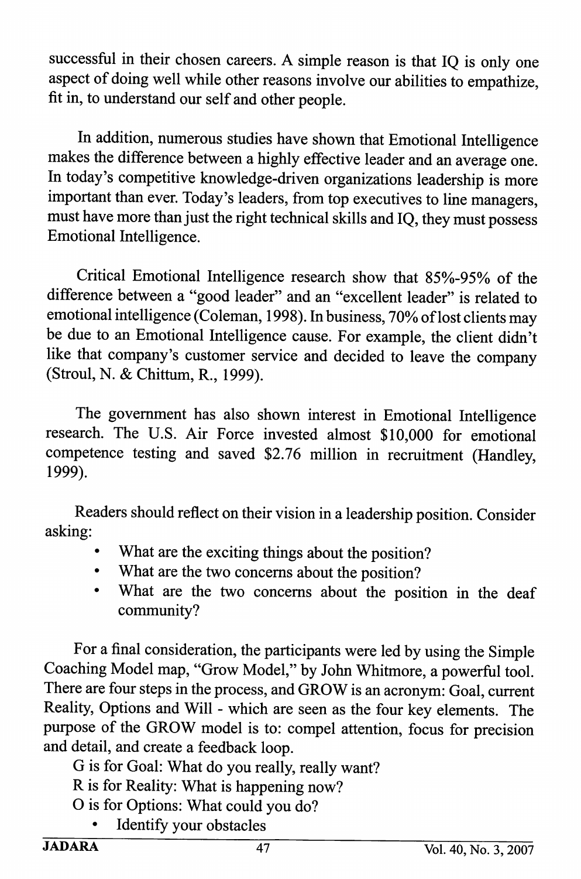successful in their chosen careers. A simple reason is that IQ is only one aspect of doing well while other reasons involve our abilities to empathize, fit in, to understand our self and other people.

In addition, numerous studies have shown that Emotional Intelligence makes the difference between a highly effective leader and an average one. In today's competitive knowledge-driven organizations leadership is more important than ever. Today's leaders, from top executives to line managers, must have more than just the right technical skills and IQ, they must possess Emotional Intelligence.

Critical Emotional Intelligence research show that 85%-95% of the difference between a "good leader" and an "excellent leader" is related to emotional intelligence (Coleman, 1998). In business, 70% of lost clients may be due to an Emotional Intelligence cause. For example, the client didn't like that company's customer service and decided to leave the company (Stroul, N. & Chittum, R., 1999).

The government has also shown interest in Emotional Intelligence research. The U.S. Air Force invested almost $10,000 for emotional competence testing and saved $2.76 million in recruitment (Handley, 1999).

Readers should reflect on their vision in a leadership position. Consider asking:

- What are the exciting things about the position?
- What are the two concerns about the position?
- What are the two concerns about the position in the deaf community?

For a final consideration, the participants were led by using the Simple Coaching Model map, "Grow Model," by John Whitmore, a powerful tool. There are four steps in the process, and GROW is an acronym: Goal, current Reality, Options and Will - which are seen as the four key elements. The purpose of the GROW model is to: compel attention, focus for precision and detail, and create a feedback loop.

G is for Goal: What do you really, really want?

R is for Reality: What is happening now?

O is for Options: What could you do?

- Identify your obstacles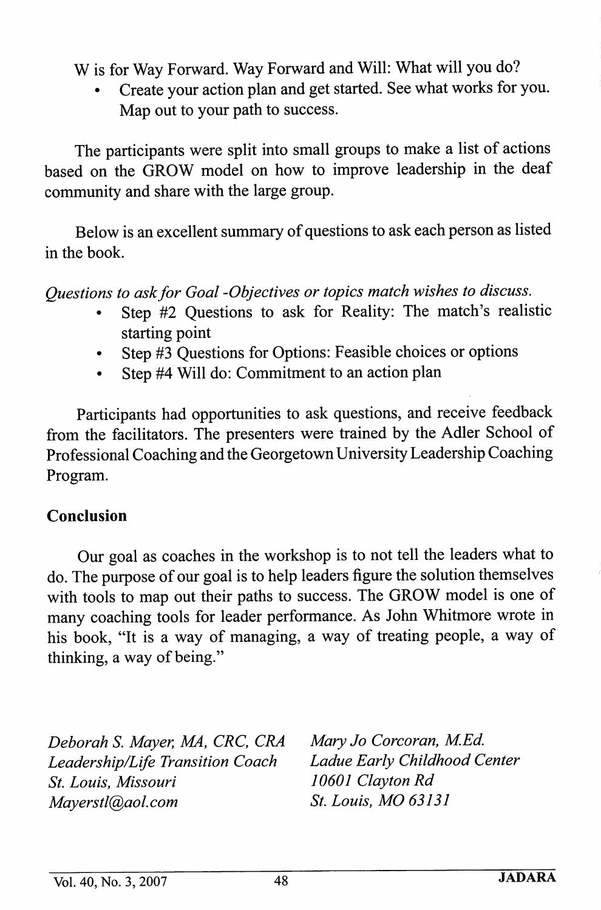W is for Way Forward. Way Forward and Will: What will you do?

- Create your action plan and get started. See what works for you. Map out to your path to success.

The participants were split into small groups to make a list of actions based on the GROW model on how to improve leadership in the deaf community and share with the large group.

Below is an excellent summary of questions to ask each person as listed in the book.

*Questions to ask for Goal -Objectives or topics match wishes to discuss.*

- Step #2 Questions to ask for Reality: The match's realistic starting point
- Step #3 Questions for Options: Feasible choices or options
- Step #4 Will do: Commitment to an action plan

Participants had opportunities to ask questions, and receive feedback from the facilitators. The presenters were trained by the Adler School of Professional Coaching and the Georgetown University Leadership Coaching Program.

## Conclusion

Our goal as coaches in the workshop is to not tell the leaders what to do. The purpose of our goal is to help leaders figure the solution themselves with tools to map out their paths to success. The GROW model is one of many coaching tools for leader performance. As John Whitmore wrote in his book, "It is a way of managing, a way of treating people, a way of thinking, a way of being."

*Deborah S. Mayer, MA, CRC, CRA*
*Leadership/Life Transition Coach*
*St. Louis, Missouri*
*Mayerstl@aol.com*

*Mary Jo Corcoran, M.Ed.*
*Ladue Early Childhood Center*
*10601 Clayton Rd*
*St. Louis, MO 63131*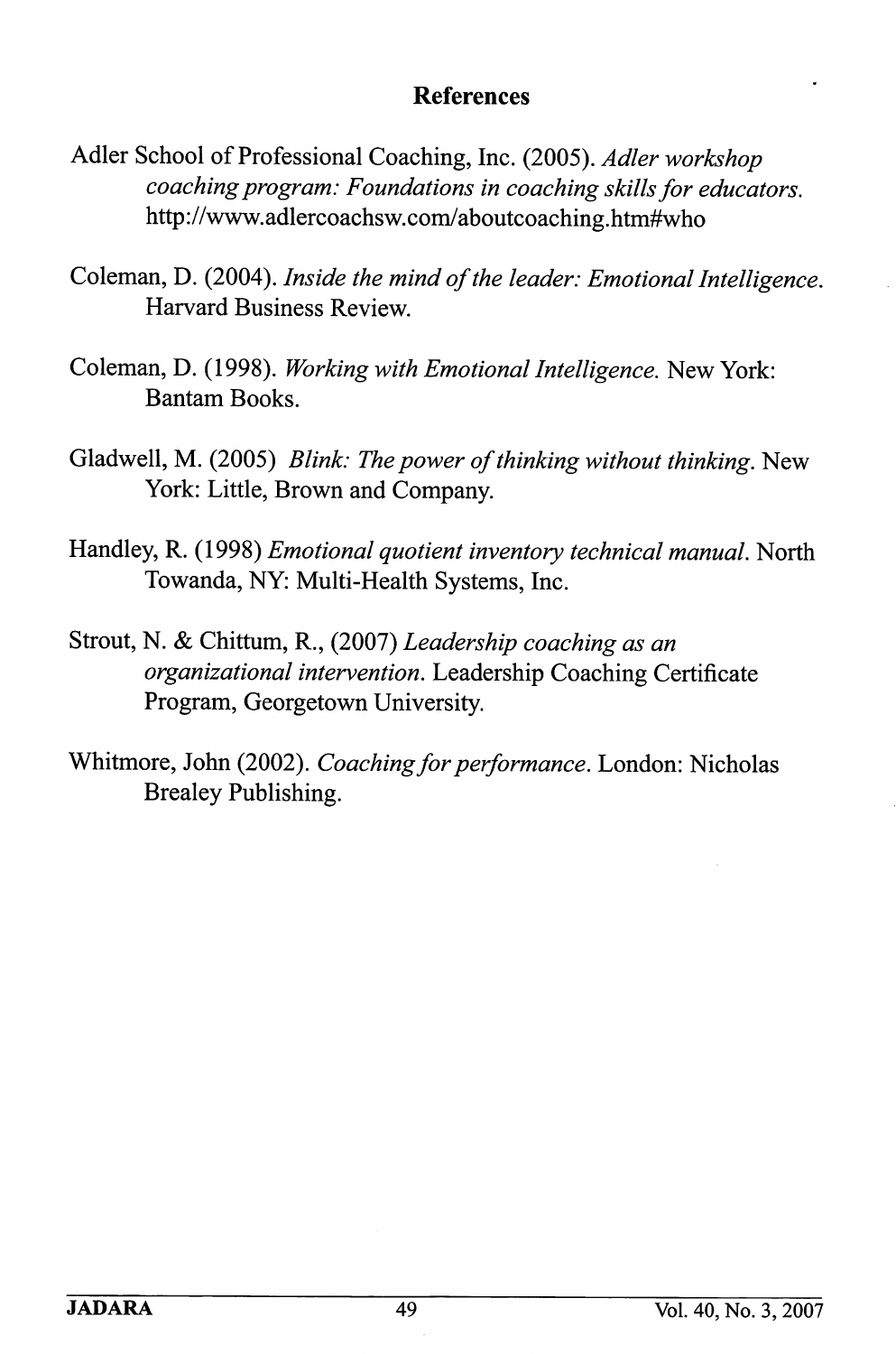## References

Adler School of Professional Coaching, Inc. (2005). *Adler workshop coaching program: Foundations in coaching skills for educators.* http://www.adlercoachsw.com/aboutcoaching.htm#who

Coleman, D. (2004). *Inside the mind of the leader: Emotional Intelligence.* Harvard Business Review.

Coleman, D. (1998). *Working with Emotional Intelligence.* New York: Bantam Books.

Gladwell, M. (2005) *Blink: The power of thinking without thinking.* New York: Little, Brown and Company.

Handley, R. (1998) *Emotional quotient inventory technical manual.* North Towanda, NY: Multi-Health Systems, Inc.

Strout, N. & Chittum, R., (2007) *Leadership coaching as an organizational intervention.* Leadership Coaching Certificate Program, Georgetown University.

Whitmore, John (2002). *Coaching for performance.* London: Nicholas Brealey Publishing.